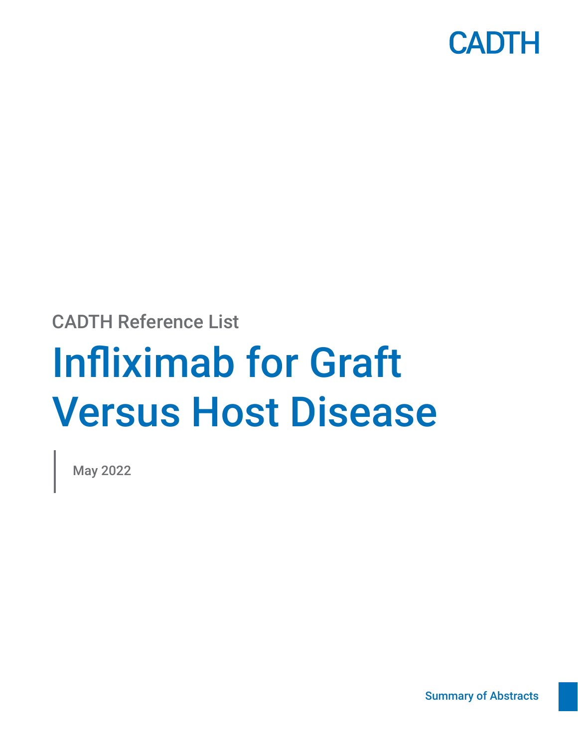CADTH

CADTH Reference List

# Infliximab for Graft Versus Host Disease

May 2022

Summary of Abstracts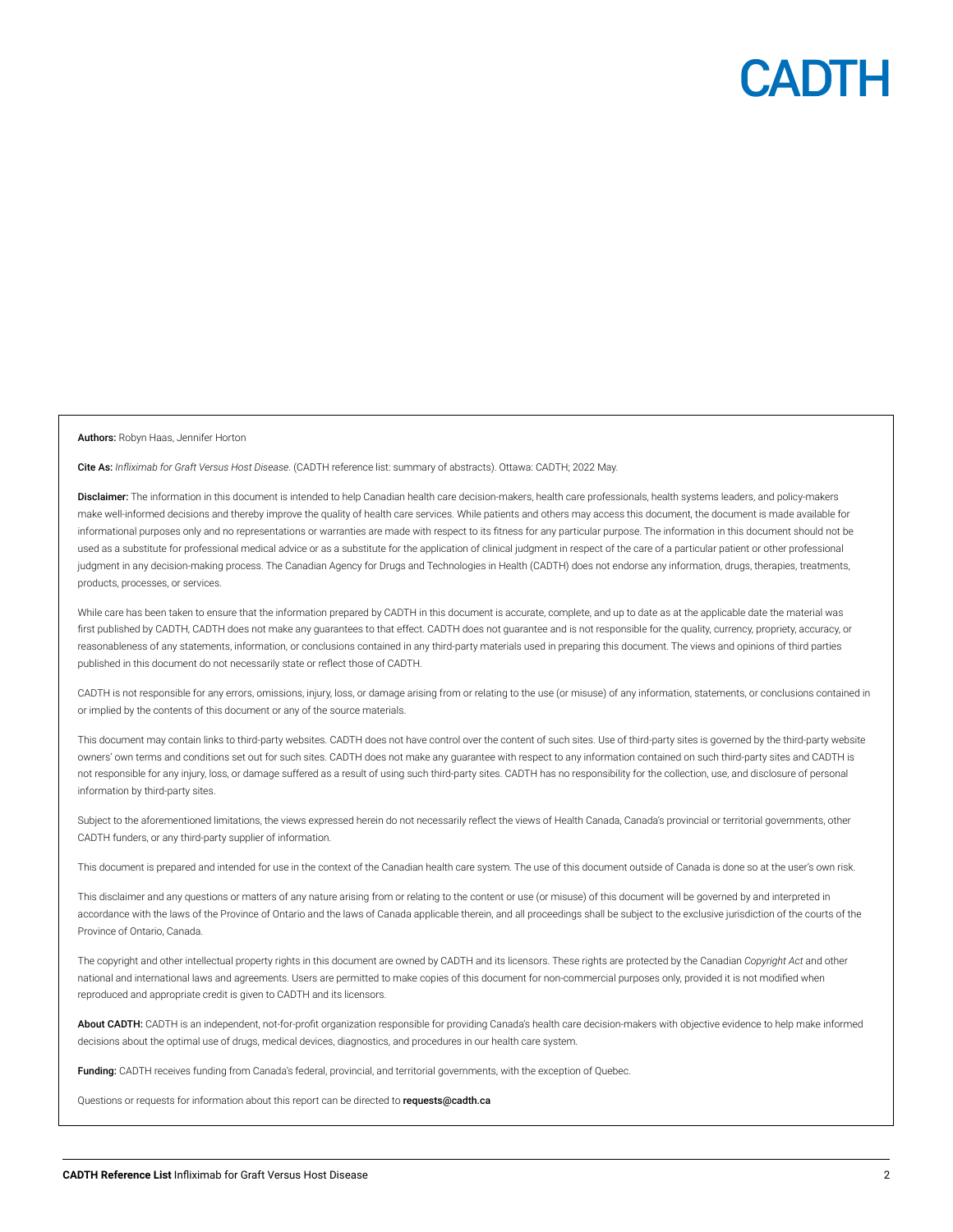**Authors:** Robyn Haas, Jennifer Horton

**Cite As:** *Infliximab for Graft Versus Host Disease*. (CADTH reference list: summary of abstracts). Ottawa: CADTH; 2022 May.

**Disclaimer:** The information in this document is intended to help Canadian health care decision-makers, health care professionals, health systems leaders, and policy-makers make well-informed decisions and thereby improve the quality of health care services. While patients and others may access this document, the document is made available for informational purposes only and no representations or warranties are made with respect to its fitness for any particular purpose. The information in this document should not be used as a substitute for professional medical advice or as a substitute for the application of clinical judgment in respect of the care of a particular patient or other professional judgment in any decision-making process. The Canadian Agency for Drugs and Technologies in Health (CADTH) does not endorse any information, drugs, therapies, treatments, products, processes, or services.

While care has been taken to ensure that the information prepared by CADTH in this document is accurate, complete, and up to date as at the applicable date the material was first published by CADTH, CADTH does not make any guarantees to that effect. CADTH does not guarantee and is not responsible for the quality, currency, propriety, accuracy, or reasonableness of any statements, information, or conclusions contained in any third-party materials used in preparing this document. The views and opinions of third parties published in this document do not necessarily state or reflect those of CADTH.

CADTH is not responsible for any errors, omissions, injury, loss, or damage arising from or relating to the use (or misuse) of any information, statements, or conclusions contained in or implied by the contents of this document or any of the source materials.

This document may contain links to third-party websites. CADTH does not have control over the content of such sites. Use of third-party sites is governed by the third-party website owners' own terms and conditions set out for such sites. CADTH does not make any guarantee with respect to any information contained on such third-party sites and CADTH is not responsible for any injury, loss, or damage suffered as a result of using such third-party sites. CADTH has no responsibility for the collection, use, and disclosure of personal information by third-party sites.

Subject to the aforementioned limitations, the views expressed herein do not necessarily reflect the views of Health Canada, Canada's provincial or territorial governments, other CADTH funders, or any third-party supplier of information.

This document is prepared and intended for use in the context of the Canadian health care system. The use of this document outside of Canada is done so at the user's own risk.

This disclaimer and any questions or matters of any nature arising from or relating to the content or use (or misuse) of this document will be governed by and interpreted in accordance with the laws of the Province of Ontario and the laws of Canada applicable therein, and all proceedings shall be subject to the exclusive jurisdiction of the courts of the Province of Ontario, Canada.

The copyright and other intellectual property rights in this document are owned by CADTH and its licensors. These rights are protected by the Canadian *Copyright Act* and other national and international laws and agreements. Users are permitted to make copies of this document for non-commercial purposes only, provided it is not modified when reproduced and appropriate credit is given to CADTH and its licensors.

**About CADTH:** CADTH is an independent, not-for-profit organization responsible for providing Canada's health care decision-makers with objective evidence to help make informed decisions about the optimal use of drugs, medical devices, diagnostics, and procedures in our health care system.

**Funding:** CADTH receives funding from Canada's federal, provincial, and territorial governments, with the exception of Quebec.

Questions or requests for information about this report can be directed to **requests@cadth.ca**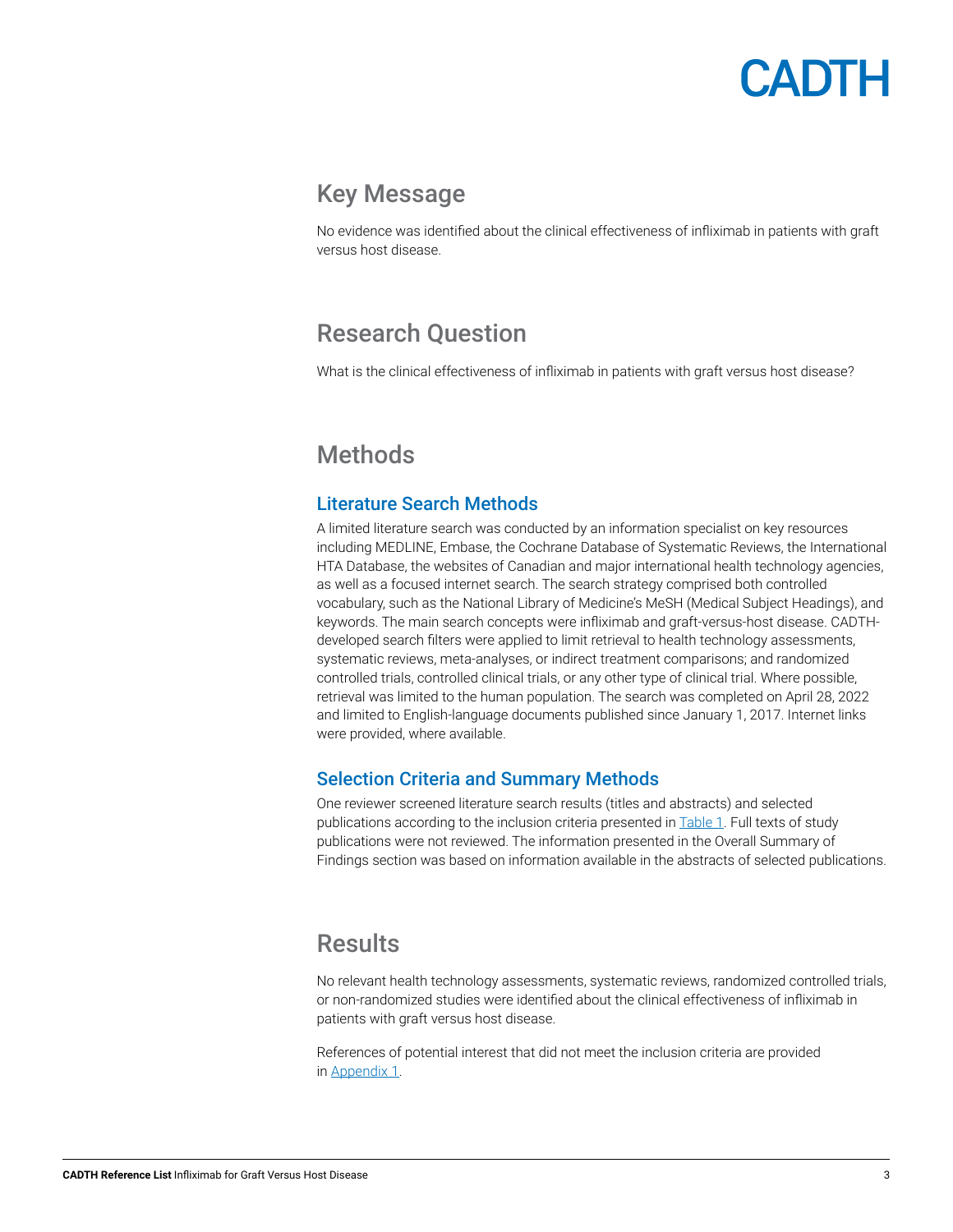## Key Message

No evidence was identified about the clinical effectiveness of infliximab in patients with graft versus host disease.

## Research Question

What is the clinical effectiveness of infliximab in patients with graft versus host disease?

## Methods

### Literature Search Methods

A limited literature search was conducted by an information specialist on key resources including MEDLINE, Embase, the Cochrane Database of Systematic Reviews, the International HTA Database, the websites of Canadian and major international health technology agencies, as well as a focused internet search. The search strategy comprised both controlled vocabulary, such as the National Library of Medicine's MeSH (Medical Subject Headings), and keywords. The main search concepts were infliximab and graft-versus-host disease. CADTH-developed search filters were applied to limit retrieval to health technology assessments, systematic reviews, meta-analyses, or indirect treatment comparisons; and randomized controlled trials, controlled clinical trials, or any other type of clinical trial. Where possible, retrieval was limited to the human population. The search was completed on April 28, 2022 and limited to English-language documents published since January 1, 2017. Internet links were provided, where available.

### Selection Criteria and Summary Methods

One reviewer screened literature search results (titles and abstracts) and selected publications according to the inclusion criteria presented in Table 1. Full texts of study publications were not reviewed. The information presented in the Overall Summary of Findings section was based on information available in the abstracts of selected publications.

## Results

No relevant health technology assessments, systematic reviews, randomized controlled trials, or non-randomized studies were identified about the clinical effectiveness of infliximab in patients with graft versus host disease.

References of potential interest that did not meet the inclusion criteria are provided in Appendix 1.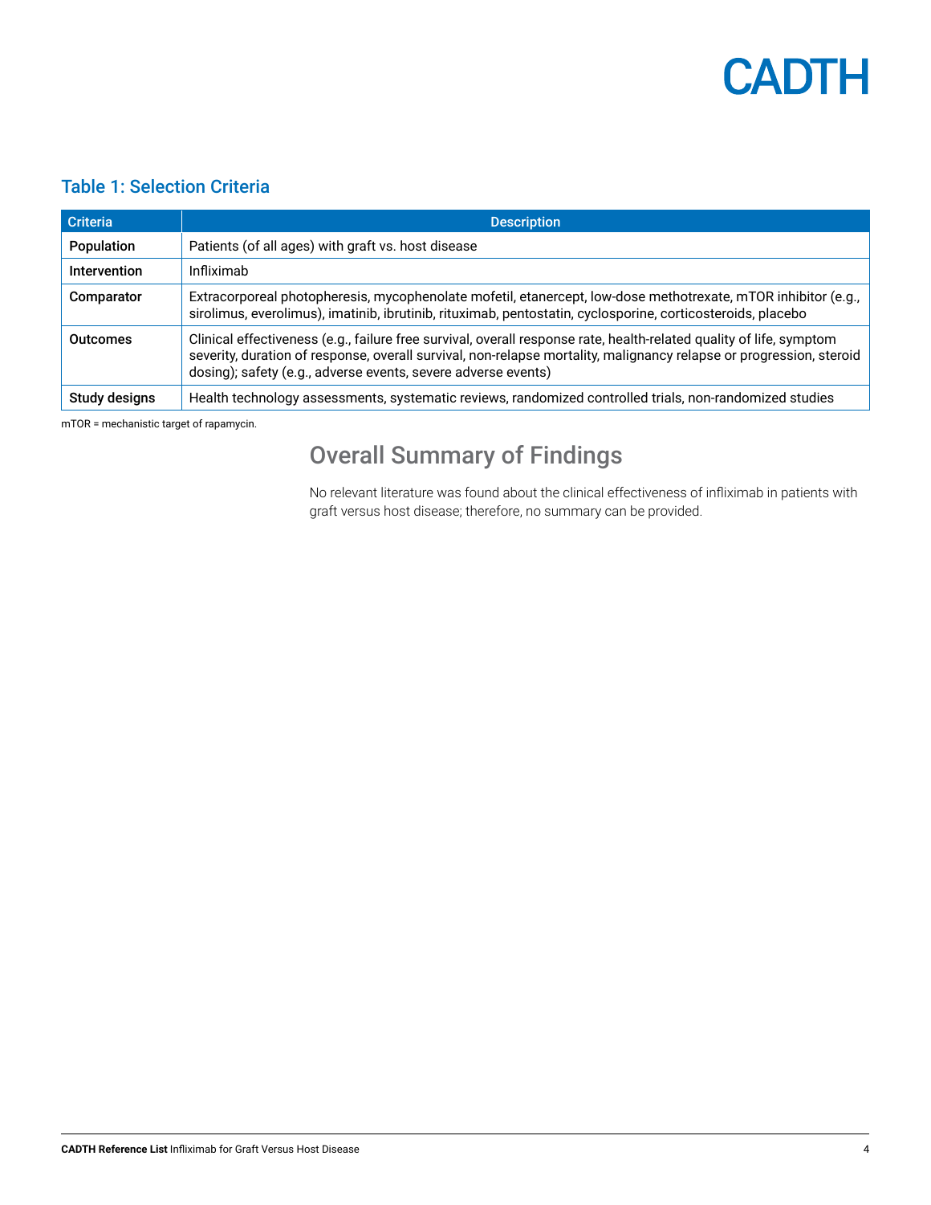## Table 1: Selection Criteria

| Criteria | Description |
|---|---|
| Population | Patients (of all ages) with graft vs. host disease |
| Intervention | Infliximab |
| Comparator | Extracorporeal photopheresis, mycophenolate mofetil, etanercept, low-dose methotrexate, mTOR inhibitor (e.g., sirolimus, everolimus), imatinib, ibrutinib, rituximab, pentostatin, cyclosporine, corticosteroids, placebo |
| Outcomes | Clinical effectiveness (e.g., failure free survival, overall response rate, health-related quality of life, symptom severity, duration of response, overall survival, non-relapse mortality, malignancy relapse or progression, steroid dosing); safety (e.g., adverse events, severe adverse events) |
| Study designs | Health technology assessments, systematic reviews, randomized controlled trials, non-randomized studies |

mTOR = mechanistic target of rapamycin.

## Overall Summary of Findings

No relevant literature was found about the clinical effectiveness of infliximab in patients with graft versus host disease; therefore, no summary can be provided.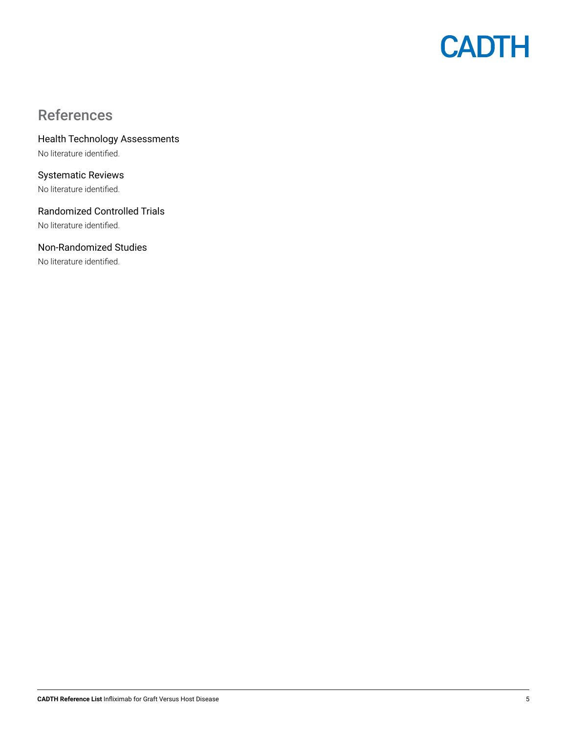## References

### Health Technology Assessments

No literature identified.

### Systematic Reviews

No literature identified.

### Randomized Controlled Trials

No literature identified.

### Non-Randomized Studies

No literature identified.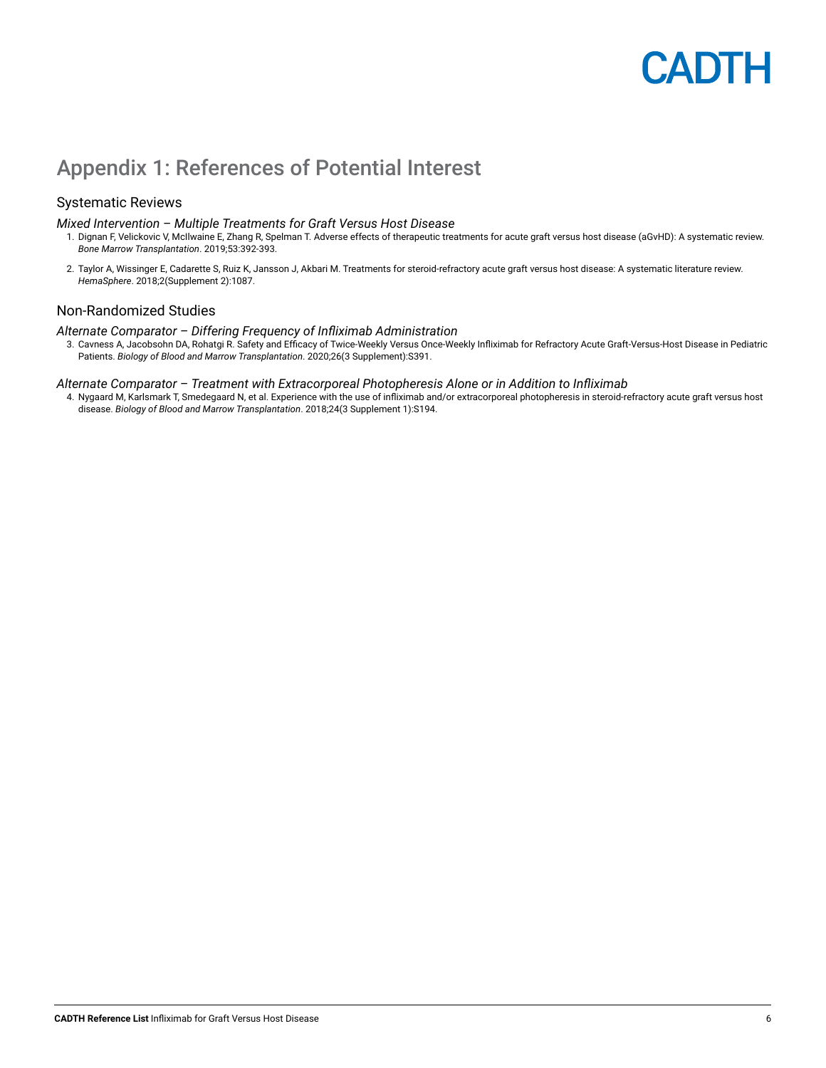# Appendix 1: References of Potential Interest

## Systematic Reviews

### *Mixed Intervention – Multiple Treatments for Graft Versus Host Disease*

1. Dignan F, Velickovic V, McIlwaine E, Zhang R, Spelman T. Adverse effects of therapeutic treatments for acute graft versus host disease (aGvHD): A systematic review. *Bone Marrow Transplantation*. 2019;53:392-393.

2. Taylor A, Wissinger E, Cadarette S, Ruiz K, Jansson J, Akbari M. Treatments for steroid-refractory acute graft versus host disease: A systematic literature review. *HemaSphere*. 2018;2(Supplement 2):1087.

## Non-Randomized Studies

### *Alternate Comparator – Differing Frequency of Infliximab Administration*

3. Cavness A, Jacobsohn DA, Rohatgi R. Safety and Efficacy of Twice-Weekly Versus Once-Weekly Infliximab for Refractory Acute Graft-Versus-Host Disease in Pediatric Patients. *Biology of Blood and Marrow Transplantation*. 2020;26(3 Supplement):S391.

### *Alternate Comparator – Treatment with Extracorporeal Photopheresis Alone or in Addition to Infliximab*

4. Nygaard M, Karlsmark T, Smedegaard N, et al. Experience with the use of infliximab and/or extracorporeal photopheresis in steroid-refractory acute graft versus host disease. *Biology of Blood and Marrow Transplantation*. 2018;24(3 Supplement 1):S194.